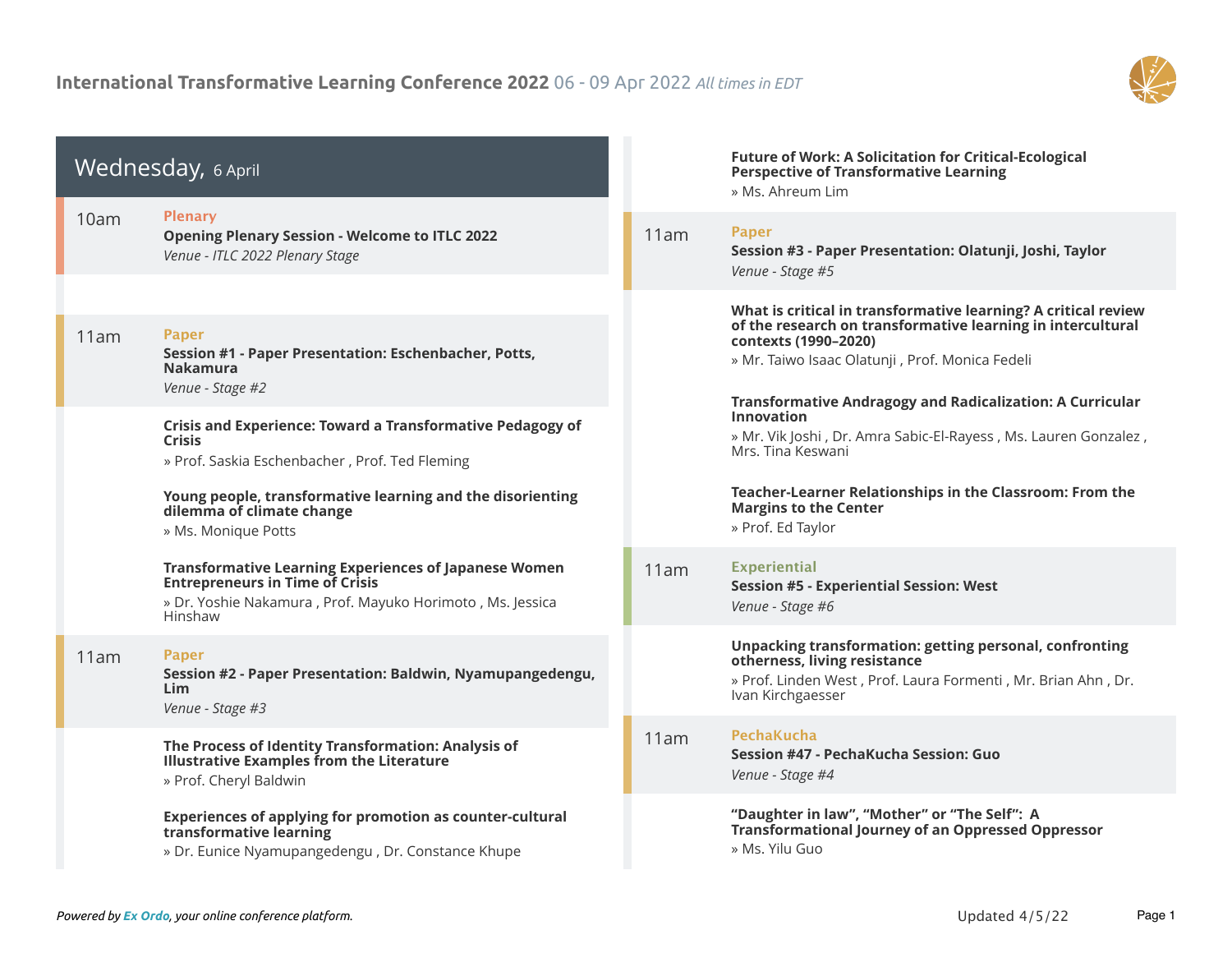# International Transformative Learning Conference 2022 06 - 09 Apr 2022 *All times in EDT*

## Wednesday, 6 April

**10am** — Plenary

**Opening Plenary Session - Welcome to ITLC 2022**

*Venue - ITLC 2022 Plenary Stage*

**11am** — Paper

**Session #1 - Paper Presentation: Eschenbacher, Potts, Nakamura**

*Venue - Stage #2*

**Crisis and Experience: Toward a Transformative Pedagogy of Crisis**
» Prof. Saskia Eschenbacher , Prof. Ted Fleming

**Young people, transformative learning and the disorienting dilemma of climate change**
» Ms. Monique Potts

**Transformative Learning Experiences of Japanese Women Entrepreneurs in Time of Crisis**
» Dr. Yoshie Nakamura , Prof. Mayuko Horimoto , Ms. Jessica Hinshaw

**11am** — Paper

**Session #2 - Paper Presentation: Baldwin, Nyamupangedengu, Lim**

*Venue - Stage #3*

**The Process of Identity Transformation: Analysis of Illustrative Examples from the Literature**
» Prof. Cheryl Baldwin

**Experiences of applying for promotion as counter-cultural transformative learning**
» Dr. Eunice Nyamupangedengu , Dr. Constance Khupe

**Future of Work: A Solicitation for Critical-Ecological Perspective of Transformative Learning**
» Ms. Ahreum Lim

**11am** — Paper

**Session #3 - Paper Presentation: Olatunji, Joshi, Taylor**

*Venue - Stage #5*

**What is critical in transformative learning? A critical review of the research on transformative learning in intercultural contexts (1990–2020)**
» Mr. Taiwo Isaac Olatunji , Prof. Monica Fedeli

**Transformative Andragogy and Radicalization: A Curricular Innovation**
» Mr. Vik Joshi , Dr. Amra Sabic-El-Rayess , Ms. Lauren Gonzalez , Mrs. Tina Keswani

**Teacher-Learner Relationships in the Classroom: From the Margins to the Center**
» Prof. Ed Taylor

**11am** — Experiential

**Session #5 - Experiential Session: West**

*Venue - Stage #6*

**Unpacking transformation: getting personal, confronting otherness, living resistance**
» Prof. Linden West , Prof. Laura Formenti , Mr. Brian Ahn , Dr. Ivan Kirchgaesser

**11am** — PechaKucha

**Session #47 - PechaKucha Session: Guo**

*Venue - Stage #4*

**"Daughter in law", "Mother" or "The Self": A Transformational Journey of an Oppressed Oppressor**
» Ms. Yilu Guo

*Powered by Ex Ordo, your online conference platform.*

Updated 4/5/22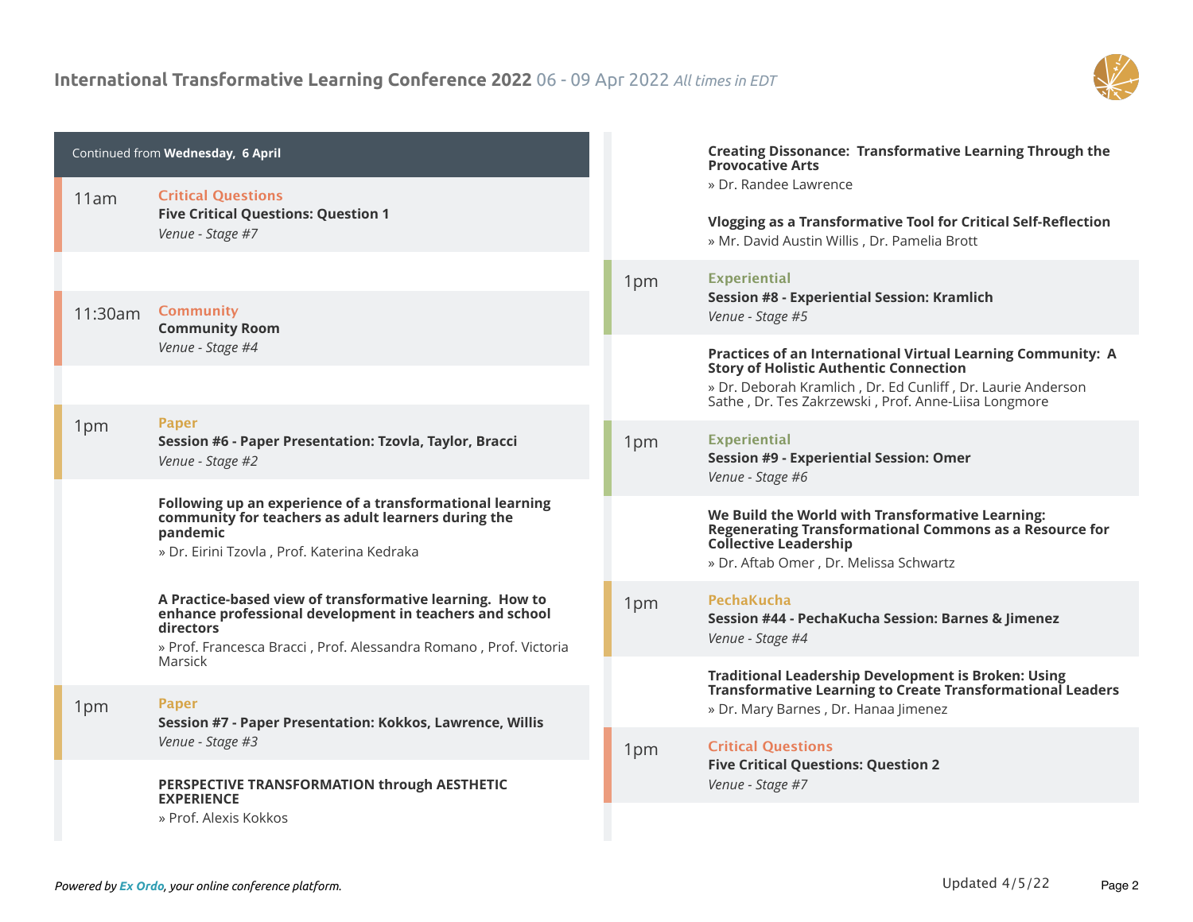Continued from **Wednesday, 6 April**

**11am** — Critical Questions
**Five Critical Questions: Question 1**
*Venue - Stage #7*

**11:30am** — Community
**Community Room**
*Venue - Stage #4*

**1pm** — Paper
**Session #6 - Paper Presentation: Tzovla, Taylor, Bracci**
*Venue - Stage #2*

**Following up an experience of a transformational learning community for teachers as adult learners during the pandemic**
» Dr. Eirini Tzovla , Prof. Katerina Kedraka

**A Practice-based view of transformative learning. How to enhance professional development in teachers and school directors**
» Prof. Francesca Bracci , Prof. Alessandra Romano , Prof. Victoria Marsick

**1pm** — Paper
**Session #7 - Paper Presentation: Kokkos, Lawrence, Willis**
*Venue - Stage #3*

**PERSPECTIVE TRANSFORMATION through AESTHETIC EXPERIENCE**
» Prof. Alexis Kokkos

**Creating Dissonance: Transformative Learning Through the Provocative Arts**
» Dr. Randee Lawrence

**Vlogging as a Transformative Tool for Critical Self-Reflection**
» Mr. David Austin Willis , Dr. Pamelia Brott

**1pm** — Experiential
**Session #8 - Experiential Session: Kramlich**
*Venue - Stage #5*

**Practices of an International Virtual Learning Community: A Story of Holistic Authentic Connection**
» Dr. Deborah Kramlich , Dr. Ed Cunliff , Dr. Laurie Anderson Sathe , Dr. Tes Zakrzewski , Prof. Anne-Liisa Longmore

**1pm** — Experiential
**Session #9 - Experiential Session: Omer**
*Venue - Stage #6*

**We Build the World with Transformative Learning: Regenerating Transformational Commons as a Resource for Collective Leadership**
» Dr. Aftab Omer , Dr. Melissa Schwartz

**1pm** — PechaKucha
**Session #44 - PechaKucha Session: Barnes & Jimenez**
*Venue - Stage #4*

**Traditional Leadership Development is Broken: Using Transformative Learning to Create Transformational Leaders**
» Dr. Mary Barnes , Dr. Hanaa Jimenez

**1pm** — Critical Questions
**Five Critical Questions: Question 2**
*Venue - Stage #7*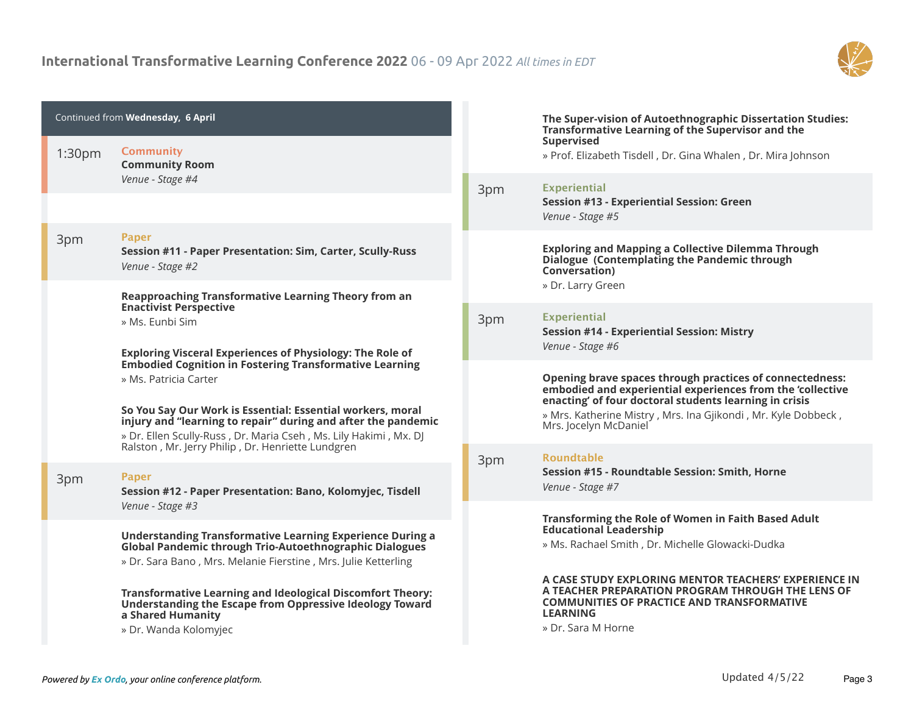Continued from **Wednesday, 6 April**

**1:30pm**

**Community**
**Community Room**
*Venue - Stage #4*

**3pm**

**Paper**
**Session #11 - Paper Presentation: Sim, Carter, Scully-Russ**
*Venue - Stage #2*

**Reapproaching Transformative Learning Theory from an Enactivist Perspective**
» Ms. Eunbi Sim

**Exploring Visceral Experiences of Physiology: The Role of Embodied Cognition in Fostering Transformative Learning**
» Ms. Patricia Carter

**So You Say Our Work is Essential: Essential workers, moral injury and "learning to repair" during and after the pandemic**
» Dr. Ellen Scully-Russ , Dr. Maria Cseh , Ms. Lily Hakimi , Mx. DJ Ralston , Mr. Jerry Philip , Dr. Henriette Lundgren

**3pm**

**Paper**
**Session #12 - Paper Presentation: Bano, Kolomyjec, Tisdell**
*Venue - Stage #3*

**Understanding Transformative Learning Experience During a Global Pandemic through Trio-Autoethnographic Dialogues**
» Dr. Sara Bano , Mrs. Melanie Fierstine , Mrs. Julie Ketterling

**Transformative Learning and Ideological Discomfort Theory: Understanding the Escape from Oppressive Ideology Toward a Shared Humanity**
» Dr. Wanda Kolomyjec

**The Super-vision of Autoethnographic Dissertation Studies: Transformative Learning of the Supervisor and the Supervised**
» Prof. Elizabeth Tisdell , Dr. Gina Whalen , Dr. Mira Johnson

**3pm**

**Experiential**
**Session #13 - Experiential Session: Green**
*Venue - Stage #5*

**Exploring and Mapping a Collective Dilemma Through Dialogue (Contemplating the Pandemic through Conversation)**
» Dr. Larry Green

**3pm**

**Experiential**
**Session #14 - Experiential Session: Mistry**
*Venue - Stage #6*

**Opening brave spaces through practices of connectedness: embodied and experiential experiences from the 'collective enacting' of four doctoral students learning in crisis**
» Mrs. Katherine Mistry , Mrs. Ina Gjikondi , Mr. Kyle Dobbeck , Mrs. Jocelyn McDaniel

**3pm**

**Roundtable**
**Session #15 - Roundtable Session: Smith, Horne**
*Venue - Stage #7*

**Transforming the Role of Women in Faith Based Adult Educational Leadership**
» Ms. Rachael Smith , Dr. Michelle Glowacki-Dudka

**A CASE STUDY EXPLORING MENTOR TEACHERS' EXPERIENCE IN A TEACHER PREPARATION PROGRAM THROUGH THE LENS OF COMMUNITIES OF PRACTICE AND TRANSFORMATIVE LEARNING**
» Dr. Sara M Horne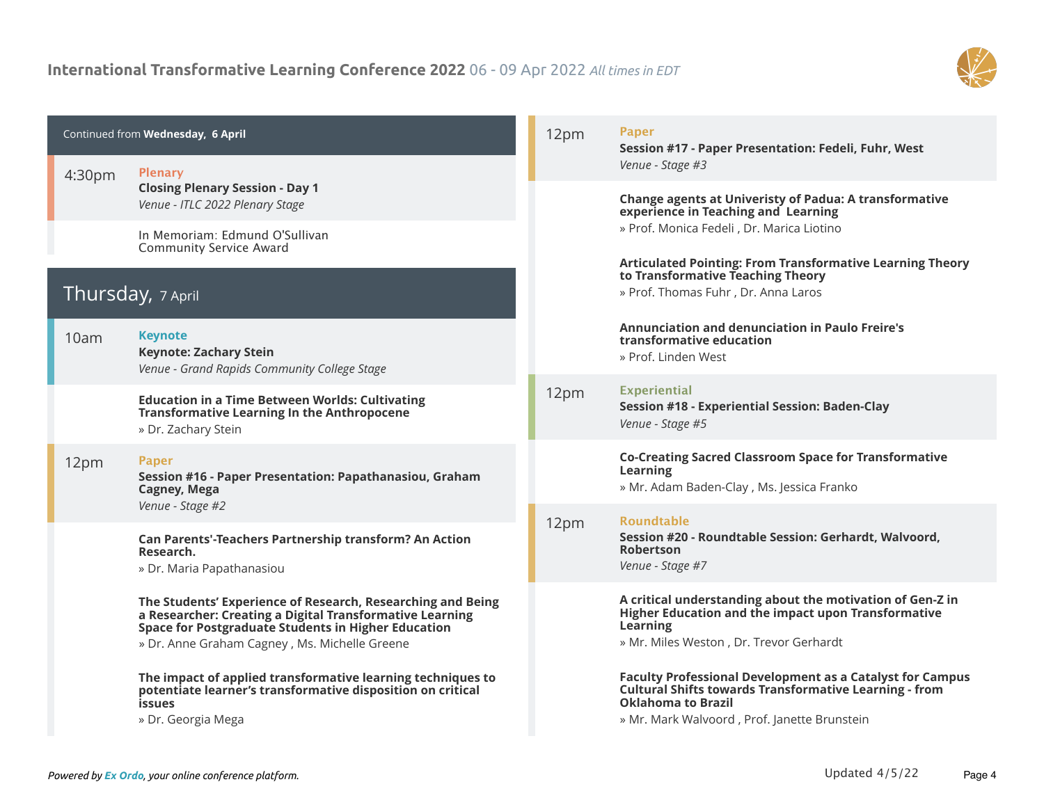Continued from **Wednesday, 6 April**

**4:30pm** — Plenary

**Closing Plenary Session - Day 1**

*Venue - ITLC 2022 Plenary Stage*

In Memoriam: Edmund O'Sullivan Community Service Award

## Thursday, 7 April

**10am** — Keynote

**Keynote: Zachary Stein**

*Venue - Grand Rapids Community College Stage*

**Education in a Time Between Worlds: Cultivating Transformative Learning In the Anthropocene**
» Dr. Zachary Stein

**12pm** — Paper

**Session #16 - Paper Presentation: Papathanasiou, Graham Cagney, Mega**

*Venue - Stage #2*

**Can Parents'-Teachers Partnership transform? An Action Research.**
» Dr. Maria Papathanasiou

**The Students' Experience of Research, Researching and Being a Researcher: Creating a Digital Transformative Learning Space for Postgraduate Students in Higher Education**
» Dr. Anne Graham Cagney , Ms. Michelle Greene

**The impact of applied transformative learning techniques to potentiate learner's transformative disposition on critical issues**
» Dr. Georgia Mega

**12pm** — Paper

**Session #17 - Paper Presentation: Fedeli, Fuhr, West**

*Venue - Stage #3*

**Change agents at Univeristy of Padua: A transformative experience in Teaching and Learning**
» Prof. Monica Fedeli , Dr. Marica Liotino

**Articulated Pointing: From Transformative Learning Theory to Transformative Teaching Theory**
» Prof. Thomas Fuhr , Dr. Anna Laros

**Annunciation and denunciation in Paulo Freire's transformative education**
» Prof. Linden West

**12pm** — Experiential

**Session #18 - Experiential Session: Baden-Clay**

*Venue - Stage #5*

**Co-Creating Sacred Classroom Space for Transformative Learning**
» Mr. Adam Baden-Clay , Ms. Jessica Franko

**12pm** — Roundtable

**Session #20 - Roundtable Session: Gerhardt, Walvoord, Robertson**

*Venue - Stage #7*

**A critical understanding about the motivation of Gen-Z in Higher Education and the impact upon Transformative Learning**
» Mr. Miles Weston , Dr. Trevor Gerhardt

**Faculty Professional Development as a Catalyst for Campus Cultural Shifts towards Transformative Learning - from Oklahoma to Brazil**
» Mr. Mark Walvoord , Prof. Janette Brunstein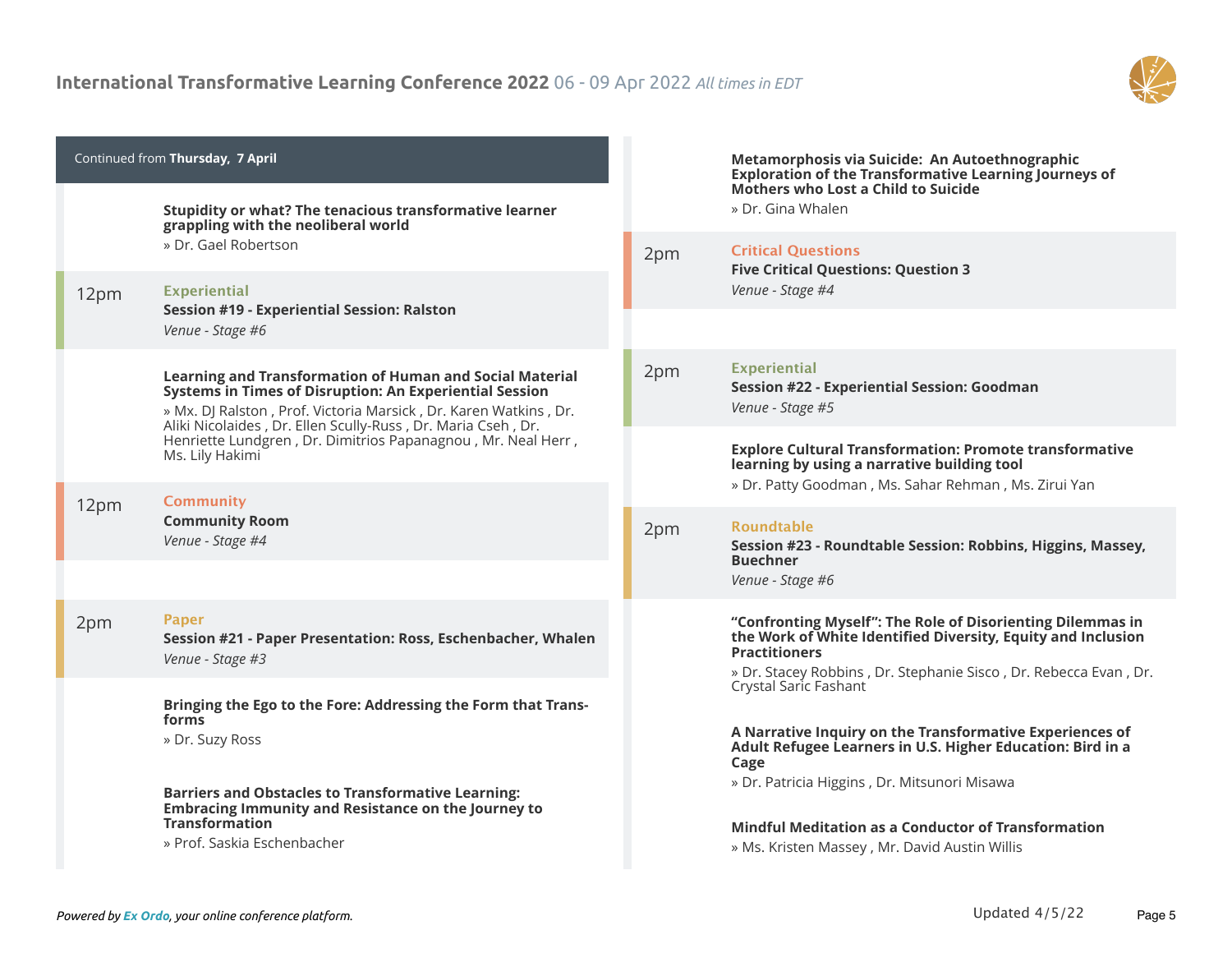Continued from **Thursday, 7 April**

**Stupidity or what? The tenacious transformative learner grappling with the neoliberal world**
» Dr. Gael Robertson

**12pm** — Experiential
**Session #19 - Experiential Session: Ralston**
*Venue - Stage #6*

**Learning and Transformation of Human and Social Material Systems in Times of Disruption: An Experiential Session**
» Mx. DJ Ralston , Prof. Victoria Marsick , Dr. Karen Watkins , Dr. Aliki Nicolaides , Dr. Ellen Scully-Russ , Dr. Maria Cseh , Dr. Henriette Lundgren , Dr. Dimitrios Papanagnou , Mr. Neal Herr , Ms. Lily Hakimi

**12pm** — Community
**Community Room**
*Venue - Stage #4*

**2pm** — Paper
**Session #21 - Paper Presentation: Ross, Eschenbacher, Whalen**
*Venue - Stage #3*

**Bringing the Ego to the Fore: Addressing the Form that Trans-forms**
» Dr. Suzy Ross

**Barriers and Obstacles to Transformative Learning: Embracing Immunity and Resistance on the Journey to Transformation**
» Prof. Saskia Eschenbacher

**Metamorphosis via Suicide: An Autoethnographic Exploration of the Transformative Learning Journeys of Mothers who Lost a Child to Suicide**
» Dr. Gina Whalen

**2pm** — Critical Questions
**Five Critical Questions: Question 3**
*Venue - Stage #4*

**2pm** — Experiential
**Session #22 - Experiential Session: Goodman**
*Venue - Stage #5*

**Explore Cultural Transformation: Promote transformative learning by using a narrative building tool**
» Dr. Patty Goodman , Ms. Sahar Rehman , Ms. Zirui Yan

**2pm** — Roundtable
**Session #23 - Roundtable Session: Robbins, Higgins, Massey, Buechner**
*Venue - Stage #6*

**"Confronting Myself": The Role of Disorienting Dilemmas in the Work of White Identified Diversity, Equity and Inclusion Practitioners**
» Dr. Stacey Robbins , Dr. Stephanie Sisco , Dr. Rebecca Evan , Dr. Crystal Saric Fashant

**A Narrative Inquiry on the Transformative Experiences of Adult Refugee Learners in U.S. Higher Education: Bird in a Cage**
» Dr. Patricia Higgins , Dr. Mitsunori Misawa

**Mindful Meditation as a Conductor of Transformation**
» Ms. Kristen Massey , Mr. David Austin Willis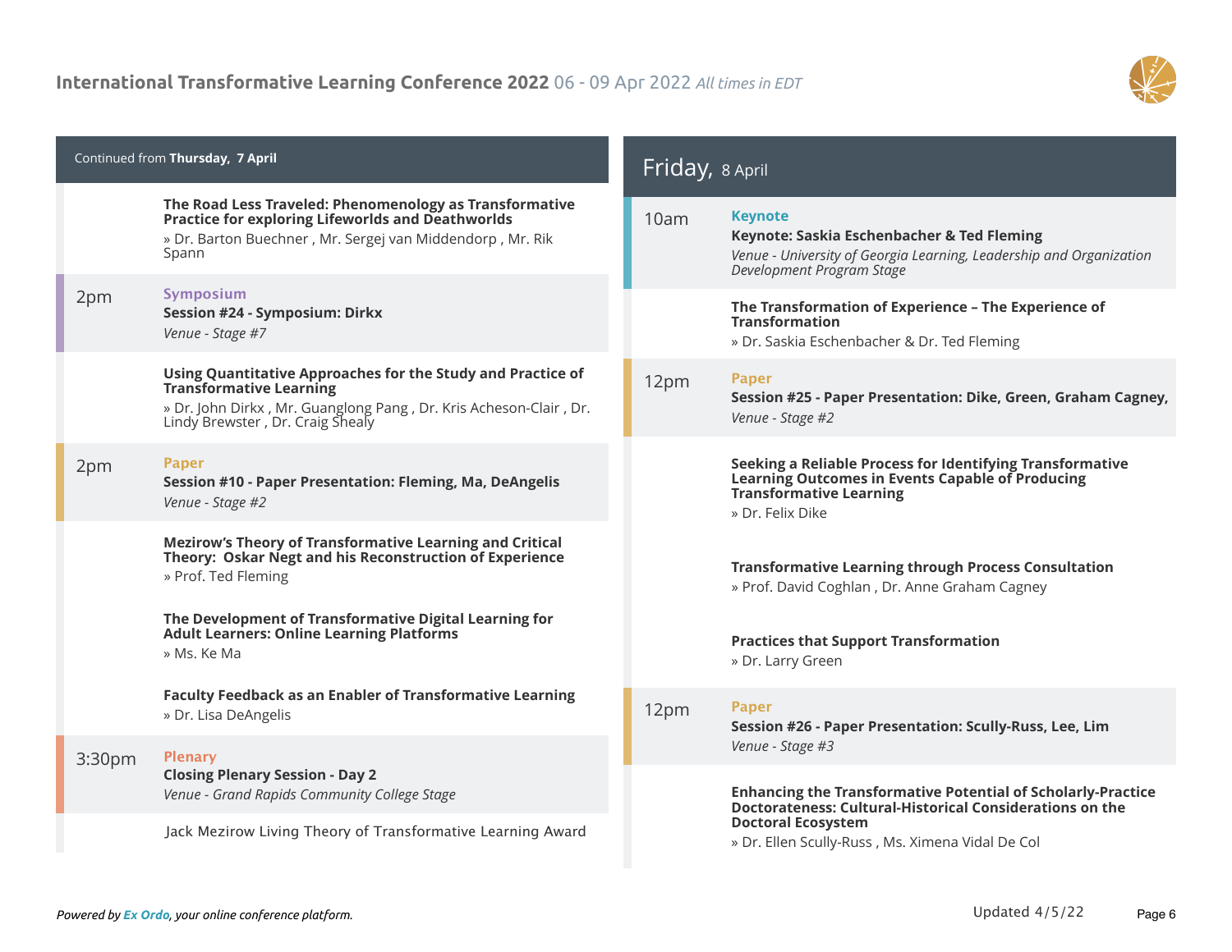Continued from **Thursday, 7 April**

**The Road Less Traveled: Phenomenology as Transformative Practice for exploring Lifeworlds and Deathworlds**
» Dr. Barton Buechner , Mr. Sergej van Middendorp , Mr. Rik Spann

2pm **Symposium**
**Session #24 - Symposium: Dirkx**
*Venue - Stage #7*

**Using Quantitative Approaches for the Study and Practice of Transformative Learning**
» Dr. John Dirkx , Mr. Guanglong Pang , Dr. Kris Acheson-Clair , Dr. Lindy Brewster , Dr. Craig Shealy

2pm **Paper**
**Session #10 - Paper Presentation: Fleming, Ma, DeAngelis**
*Venue - Stage #2*

**Mezirow's Theory of Transformative Learning and Critical Theory: Oskar Negt and his Reconstruction of Experience**
» Prof. Ted Fleming

**The Development of Transformative Digital Learning for Adult Learners: Online Learning Platforms**
» Ms. Ke Ma

**Faculty Feedback as an Enabler of Transformative Learning**
» Dr. Lisa DeAngelis

3:30pm **Plenary**
**Closing Plenary Session - Day 2**
*Venue - Grand Rapids Community College Stage*

Jack Mezirow Living Theory of Transformative Learning Award

## Friday, 8 April

10am **Keynote**
**Keynote: Saskia Eschenbacher & Ted Fleming**
*Venue - University of Georgia Learning, Leadership and Organization Development Program Stage*

**The Transformation of Experience – The Experience of Transformation**
» Dr. Saskia Eschenbacher & Dr. Ted Fleming

12pm **Paper**
**Session #25 - Paper Presentation: Dike, Green, Graham Cagney,**
*Venue - Stage #2*

**Seeking a Reliable Process for Identifying Transformative Learning Outcomes in Events Capable of Producing Transformative Learning**
» Dr. Felix Dike

**Transformative Learning through Process Consultation**
» Prof. David Coghlan , Dr. Anne Graham Cagney

**Practices that Support Transformation**
» Dr. Larry Green

12pm **Paper**
**Session #26 - Paper Presentation: Scully-Russ, Lee, Lim**
*Venue - Stage #3*

**Enhancing the Transformative Potential of Scholarly-Practice Doctorateness: Cultural-Historical Considerations on the Doctoral Ecosystem**
» Dr. Ellen Scully-Russ , Ms. Ximena Vidal De Col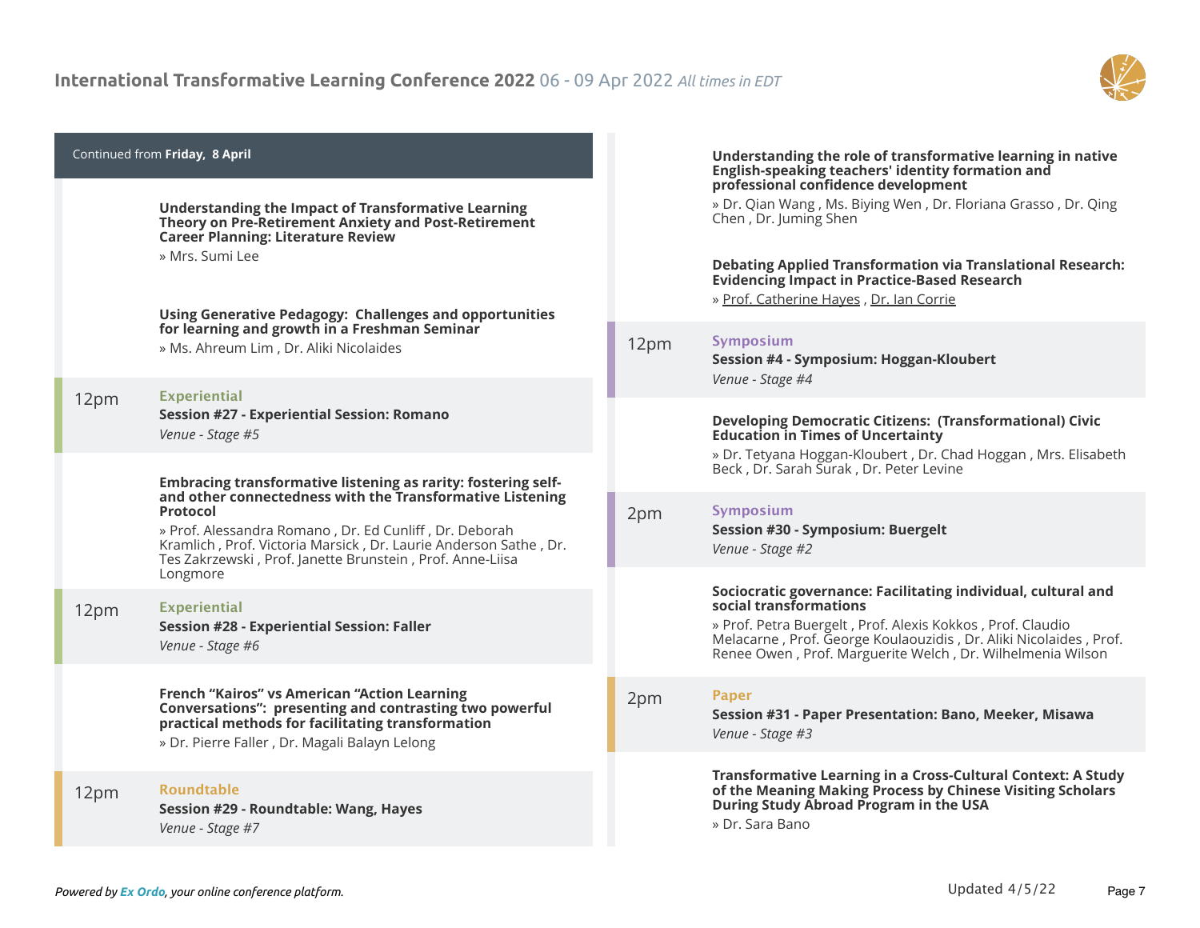Continued from **Friday, 8 April**

**Understanding the Impact of Transformative Learning Theory on Pre-Retirement Anxiety and Post-Retirement Career Planning: Literature Review**

» Mrs. Sumi Lee

**Using Generative Pedagogy: Challenges and opportunities for learning and growth in a Freshman Seminar**

» Ms. Ahreum Lim , Dr. Aliki Nicolaides

12pm **Experiential**

**Session #27 - Experiential Session: Romano**

*Venue - Stage #5*

**Embracing transformative listening as rarity: fostering self- and other connectedness with the Transformative Listening Protocol**

» Prof. Alessandra Romano , Dr. Ed Cunliff , Dr. Deborah Kramlich , Prof. Victoria Marsick , Dr. Laurie Anderson Sathe , Dr. Tes Zakrzewski , Prof. Janette Brunstein , Prof. Anne-Liisa Longmore

12pm **Experiential**

**Session #28 - Experiential Session: Faller**

*Venue - Stage #6*

**French “Kairos” vs American “Action Learning Conversations”: presenting and contrasting two powerful practical methods for facilitating transformation**

» Dr. Pierre Faller , Dr. Magali Balayn Lelong

12pm **Roundtable**

**Session #29 - Roundtable: Wang, Hayes**

*Venue - Stage #7*

**Understanding the role of transformative learning in native English-speaking teachers' identity formation and professional confidence development**

» Dr. Qian Wang , Ms. Biying Wen , Dr. Floriana Grasso , Dr. Qing Chen , Dr. Juming Shen

**Debating Applied Transformation via Translational Research: Evidencing Impact in Practice-Based Research**

» Prof. Catherine Hayes , Dr. Ian Corrie

12pm **Symposium**

**Session #4 - Symposium: Hoggan-Kloubert**

*Venue - Stage #4*

**Developing Democratic Citizens: (Transformational) Civic Education in Times of Uncertainty**

» Dr. Tetyana Hoggan-Kloubert , Dr. Chad Hoggan , Mrs. Elisabeth Beck , Dr. Sarah Surak , Dr. Peter Levine

2pm **Symposium**

**Session #30 - Symposium: Buergelt**

*Venue - Stage #2*

**Sociocratic governance: Facilitating individual, cultural and social transformations**

» Prof. Petra Buergelt , Prof. Alexis Kokkos , Prof. Claudio Melacarne , Prof. George Koulaouzidis , Dr. Aliki Nicolaides , Prof. Renee Owen , Prof. Marguerite Welch , Dr. Wilhelmenia Wilson

2pm **Paper**

**Session #31 - Paper Presentation: Bano, Meeker, Misawa**

*Venue - Stage #3*

**Transformative Learning in a Cross-Cultural Context: A Study of the Meaning Making Process by Chinese Visiting Scholars During Study Abroad Program in the USA**

» Dr. Sara Bano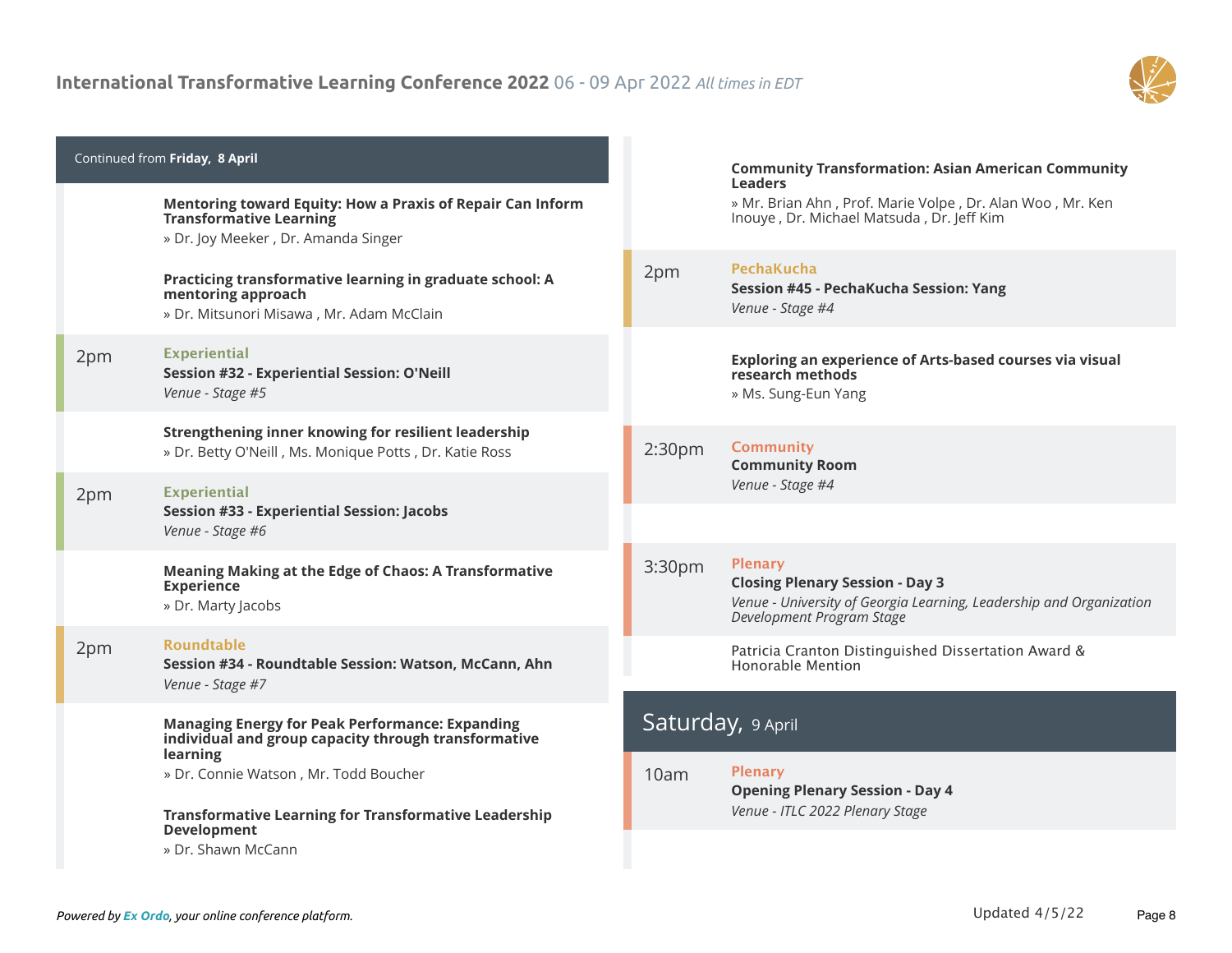Continued from **Friday, 8 April**

**Mentoring toward Equity: How a Praxis of Repair Can Inform Transformative Learning**
» Dr. Joy Meeker , Dr. Amanda Singer

**Practicing transformative learning in graduate school: A mentoring approach**
» Dr. Mitsunori Misawa , Mr. Adam McClain

**2pm** — Experiential
**Session #32 - Experiential Session: O'Neill**
*Venue - Stage #5*

**Strengthening inner knowing for resilient leadership**
» Dr. Betty O'Neill , Ms. Monique Potts , Dr. Katie Ross

**2pm** — Experiential
**Session #33 - Experiential Session: Jacobs**
*Venue - Stage #6*

**Meaning Making at the Edge of Chaos: A Transformative Experience**
» Dr. Marty Jacobs

**2pm** — Roundtable
**Session #34 - Roundtable Session: Watson, McCann, Ahn**
*Venue - Stage #7*

**Managing Energy for Peak Performance: Expanding individual and group capacity through transformative learning**
» Dr. Connie Watson , Mr. Todd Boucher

**Transformative Learning for Transformative Leadership Development**
» Dr. Shawn McCann

**Community Transformation: Asian American Community Leaders**
» Mr. Brian Ahn , Prof. Marie Volpe , Dr. Alan Woo , Mr. Ken Inouye , Dr. Michael Matsuda , Dr. Jeff Kim

**2pm** — PechaKucha
**Session #45 - PechaKucha Session: Yang**
*Venue - Stage #4*

**Exploring an experience of Arts-based courses via visual research methods**
» Ms. Sung-Eun Yang

**2:30pm** — Community
**Community Room**
*Venue - Stage #4*

**3:30pm** — Plenary
**Closing Plenary Session - Day 3**
*Venue - University of Georgia Learning, Leadership and Organization Development Program Stage*

Patricia Cranton Distinguished Dissertation Award & Honorable Mention

## Saturday, 9 April

**10am** — Plenary
**Opening Plenary Session - Day 4**
*Venue - ITLC 2022 Plenary Stage*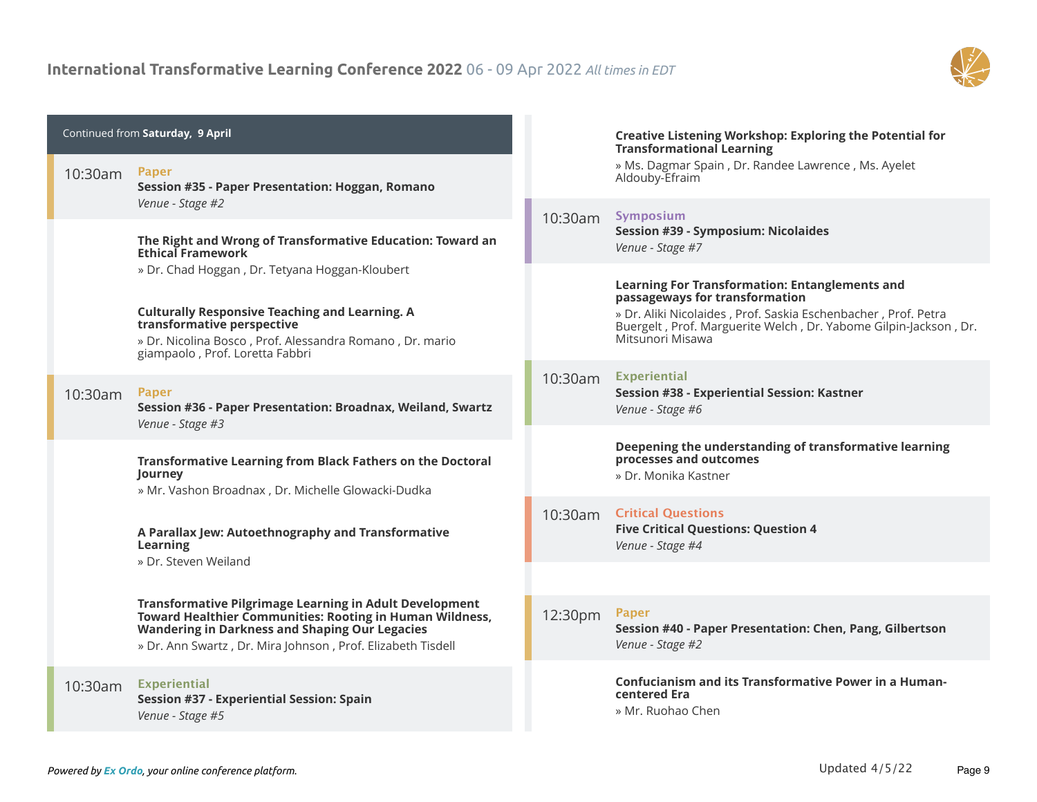Continued from **Saturday, 9 April**

**10:30am** — Paper

**Session #35 - Paper Presentation: Hoggan, Romano**

*Venue - Stage #2*

**The Right and Wrong of Transformative Education: Toward an Ethical Framework**

» Dr. Chad Hoggan , Dr. Tetyana Hoggan-Kloubert

**Culturally Responsive Teaching and Learning. A transformative perspective**

» Dr. Nicolina Bosco , Prof. Alessandra Romano , Dr. mario giampaolo , Prof. Loretta Fabbri

**10:30am** — Paper

**Session #36 - Paper Presentation: Broadnax, Weiland, Swartz**

*Venue - Stage #3*

**Transformative Learning from Black Fathers on the Doctoral Journey**

» Mr. Vashon Broadnax , Dr. Michelle Glowacki-Dudka

**A Parallax Jew: Autoethnography and Transformative Learning**

» Dr. Steven Weiland

**Transformative Pilgrimage Learning in Adult Development Toward Healthier Communities: Rooting in Human Wildness, Wandering in Darkness and Shaping Our Legacies**

» Dr. Ann Swartz , Dr. Mira Johnson , Prof. Elizabeth Tisdell

**10:30am** — Experiential

**Session #37 - Experiential Session: Spain**

*Venue - Stage #5*

**Creative Listening Workshop: Exploring the Potential for Transformational Learning**

» Ms. Dagmar Spain , Dr. Randee Lawrence , Ms. Ayelet Aldouby-Efraim

**10:30am** — Symposium

**Session #39 - Symposium: Nicolaides**

*Venue - Stage #7*

**Learning For Transformation: Entanglements and passageways for transformation**

» Dr. Aliki Nicolaides , Prof. Saskia Eschenbacher , Prof. Petra Buergelt , Prof. Marguerite Welch , Dr. Yabome Gilpin-Jackson , Dr. Mitsunori Misawa

**10:30am** — Experiential

**Session #38 - Experiential Session: Kastner**

*Venue - Stage #6*

**Deepening the understanding of transformative learning processes and outcomes**

» Dr. Monika Kastner

**10:30am** — Critical Questions

**Five Critical Questions: Question 4**

*Venue - Stage #4*

**12:30pm** — Paper

**Session #40 - Paper Presentation: Chen, Pang, Gilbertson**

*Venue - Stage #2*

**Confucianism and its Transformative Power in a Human-centered Era**

» Mr. Ruohao Chen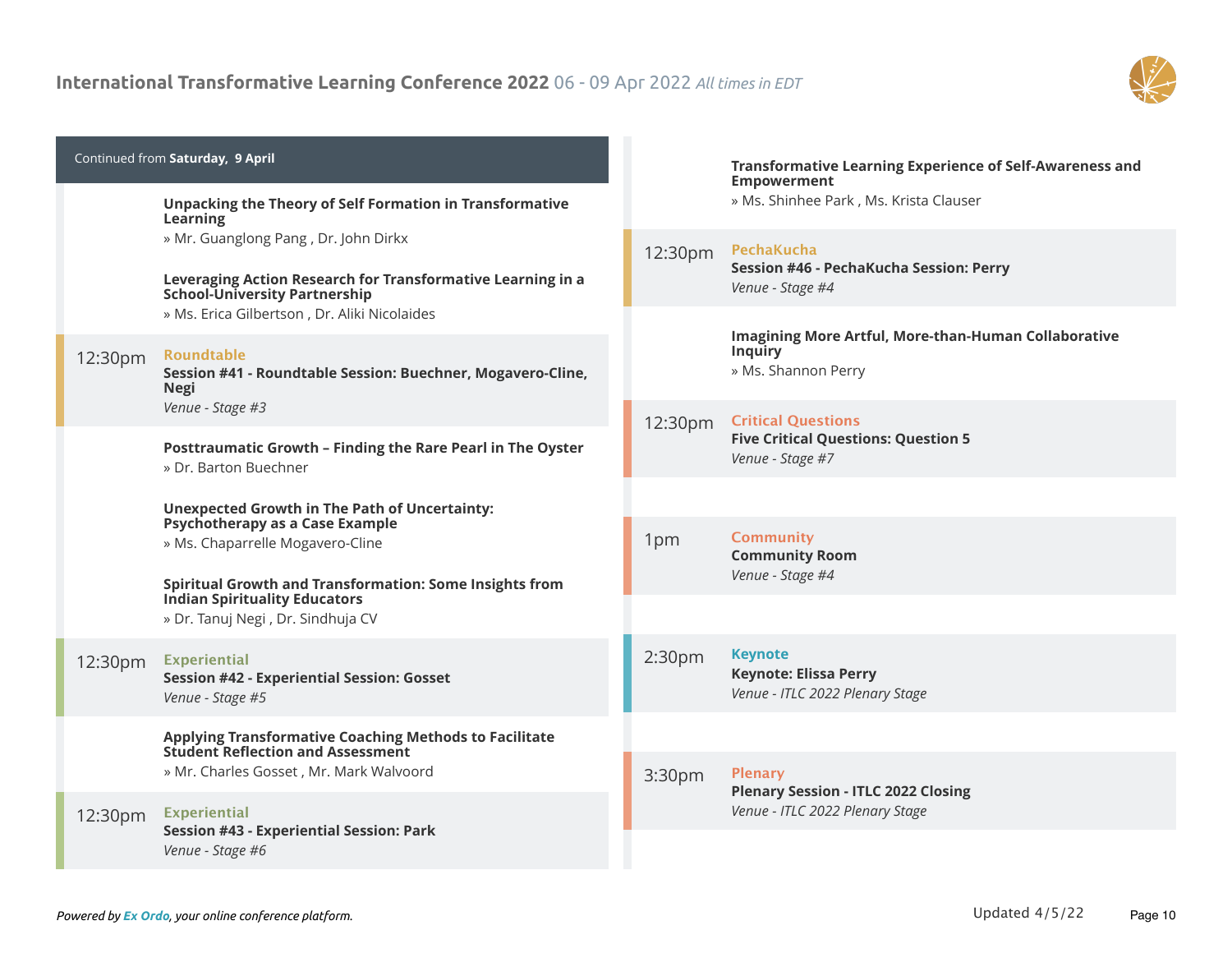Continued from **Saturday, 9 April**

**Unpacking the Theory of Self Formation in Transformative Learning**
» Mr. Guanglong Pang , Dr. John Dirkx

**Leveraging Action Research for Transformative Learning in a School-University Partnership**
» Ms. Erica Gilbertson , Dr. Aliki Nicolaides

12:30pm **Roundtable**
**Session #41 - Roundtable Session: Buechner, Mogavero-Cline, Negi**
*Venue - Stage #3*

**Posttraumatic Growth – Finding the Rare Pearl in The Oyster**
» Dr. Barton Buechner

**Unexpected Growth in The Path of Uncertainty: Psychotherapy as a Case Example**
» Ms. Chaparrelle Mogavero-Cline

**Spiritual Growth and Transformation: Some Insights from Indian Spirituality Educators**
» Dr. Tanuj Negi , Dr. Sindhuja CV

12:30pm **Experiential**
**Session #42 - Experiential Session: Gosset**
*Venue - Stage #5*

**Applying Transformative Coaching Methods to Facilitate Student Reflection and Assessment**
» Mr. Charles Gosset , Mr. Mark Walvoord

12:30pm **Experiential**
**Session #43 - Experiential Session: Park**
*Venue - Stage #6*

**Transformative Learning Experience of Self-Awareness and Empowerment**
» Ms. Shinhee Park , Ms. Krista Clauser

12:30pm **PechaKucha**
**Session #46 - PechaKucha Session: Perry**
*Venue - Stage #4*

**Imagining More Artful, More-than-Human Collaborative Inquiry**
» Ms. Shannon Perry

12:30pm **Critical Questions**
**Five Critical Questions: Question 5**
*Venue - Stage #7*

1pm **Community**
**Community Room**
*Venue - Stage #4*

2:30pm **Keynote**
**Keynote: Elissa Perry**
*Venue - ITLC 2022 Plenary Stage*

3:30pm **Plenary**
**Plenary Session - ITLC 2022 Closing**
*Venue - ITLC 2022 Plenary Stage*